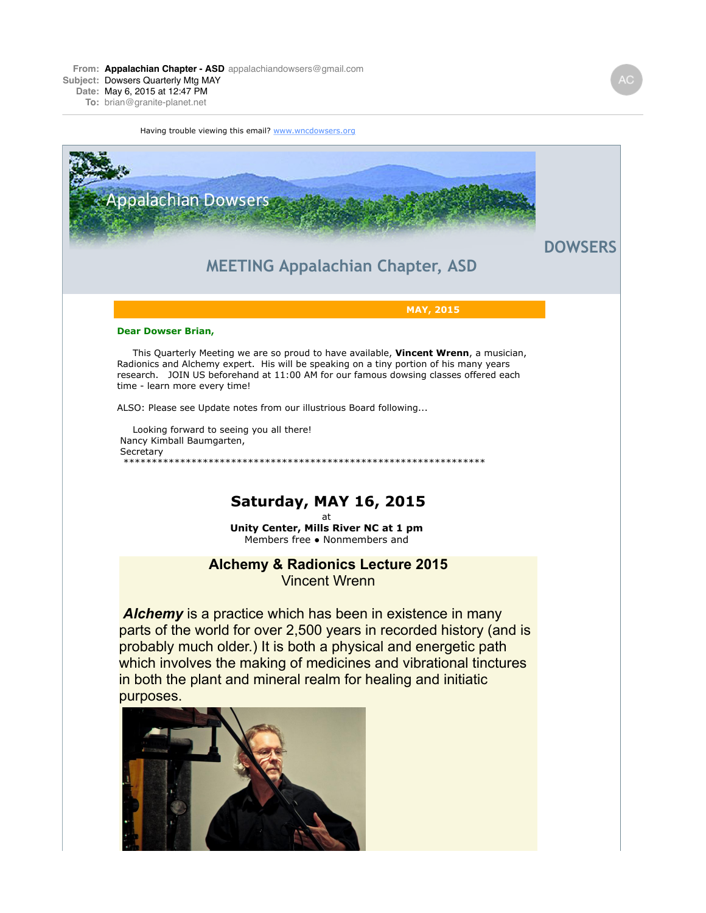**From:** Appalachian Chapter - ASD appalachiandowsers@gmail.com
**Subject:** Dowsers Quarterly Mtg MAY
**Date:** May 6, 2015 at 12:47 PM
**To:** brian@granite-planet.net

Having trouble viewing this email? www.wncdowsers.org

Appalachian Dowsers

DOWSERS

## MEETING Appalachian Chapter, ASD

**MAY, 2015**

**Dear Dowser Brian,**

This Quarterly Meeting we are so proud to have available, **Vincent Wrenn**, a musician, Radionics and Alchemy expert. His will be speaking on a tiny portion of his many years research. JOIN US beforehand at 11:00 AM for our famous dowsing classes offered each time - learn more every time!

ALSO: Please see Update notes from our illustrious Board following...

Looking forward to seeing you all there!
Nancy Kimball Baumgarten,
Secretary
*****************************************************************

## Saturday, MAY 16, 2015

at
**Unity Center, Mills River NC at 1 pm**
Members free • Nonmembers and

### Alchemy & Radionics Lecture 2015

Vincent Wrenn

***Alchemy*** is a practice which has been in existence in many parts of the world for over 2,500 years in recorded history (and is probably much older.) It is both a physical and energetic path which involves the making of medicines and vibrational tinctures in both the plant and mineral realm for healing and initiatic purposes.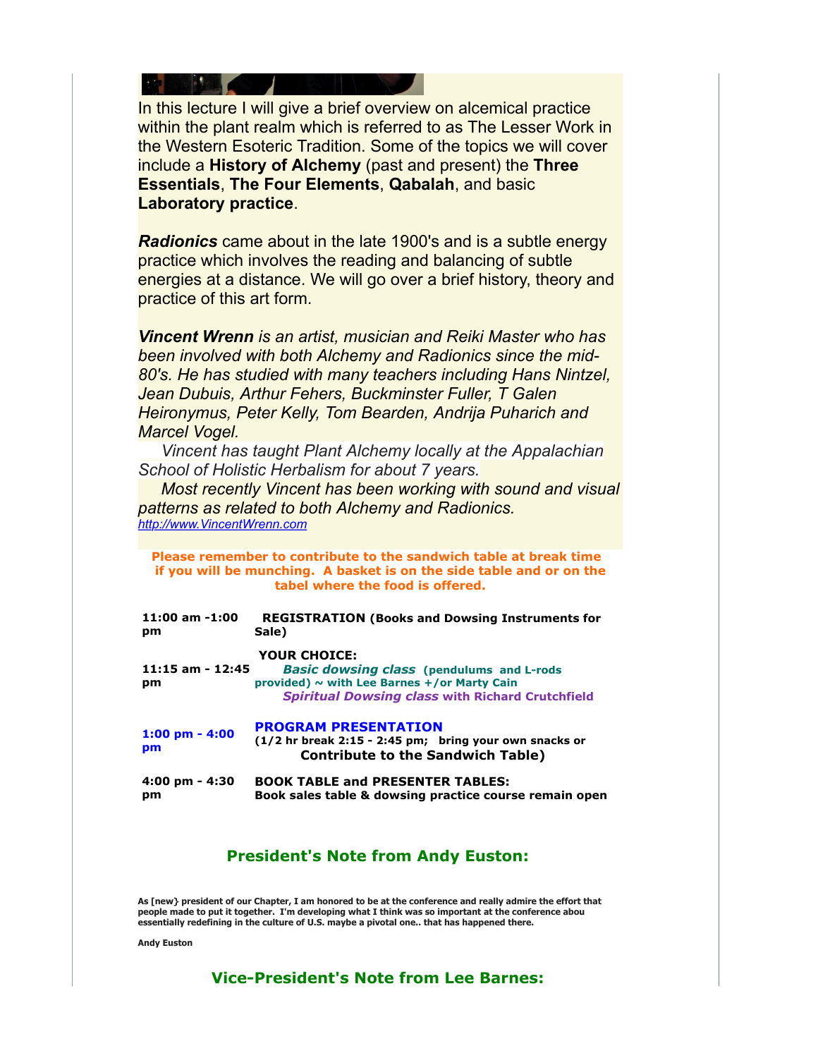In this lecture I will give a brief overview on alcemical practice within the plant realm which is referred to as The Lesser Work in the Western Esoteric Tradition. Some of the topics we will cover include a **History of Alchemy** (past and present) the **Three Essentials**, **The Four Elements**, **Qabalah**, and basic **Laboratory practice**.

***Radionics*** came about in the late 1900's and is a subtle energy practice which involves the reading and balancing of subtle energies at a distance. We will go over a brief history, theory and practice of this art form.

***Vincent Wrenn*** *is an artist, musician and Reiki Master who has been involved with both Alchemy and Radionics since the mid-80's. He has studied with many teachers including Hans Nintzel, Jean Dubuis, Arthur Fehers, Buckminster Fuller, T Galen Heironymus, Peter Kelly, Tom Bearden, Andrija Puharich and Marcel Vogel.*

*Vincent has taught Plant Alchemy locally at the Appalachian School of Holistic Herbalism for about 7 years.*

*Most recently Vincent has been working with sound and visual patterns as related to both Alchemy and Radionics.*

*http://www.VincentWrenn.com*

**Please remember to contribute to the sandwich table at break time if you will be munching. A basket is on the side table and or on the tabel where the food is offered.**

| | |
|---|---|
| **11:00 am -1:00 pm** | **REGISTRATION (Books and Dowsing Instruments for Sale)** |
| **11:15 am - 12:45 pm** | **YOUR CHOICE:** ***Basic dowsing class*** **(pendulums and L-rods provided) ~ with Lee Barnes +/or Marty Cain** ***Spiritual Dowsing class*** **with Richard Crutchfield** |
| **1:00 pm - 4:00 pm** | **PROGRAM PRESENTATION** **(1/2 hr break 2:15 - 2:45 pm; bring your own snacks or Contribute to the Sandwich Table)** |
| **4:00 pm - 4:30 pm** | **BOOK TABLE and PRESENTER TABLES:** **Book sales table & dowsing practice course remain open** |

## President's Note from Andy Euston:

**As [new} president of our Chapter, I am honored to be at the conference and really admire the effort that people made to put it together. I'm developing what I think was so important at the conference abou essentially redefining in the culture of U.S. maybe a pivotal one.. that has happened there.**

**Andy Euston**

## Vice-President's Note from Lee Barnes: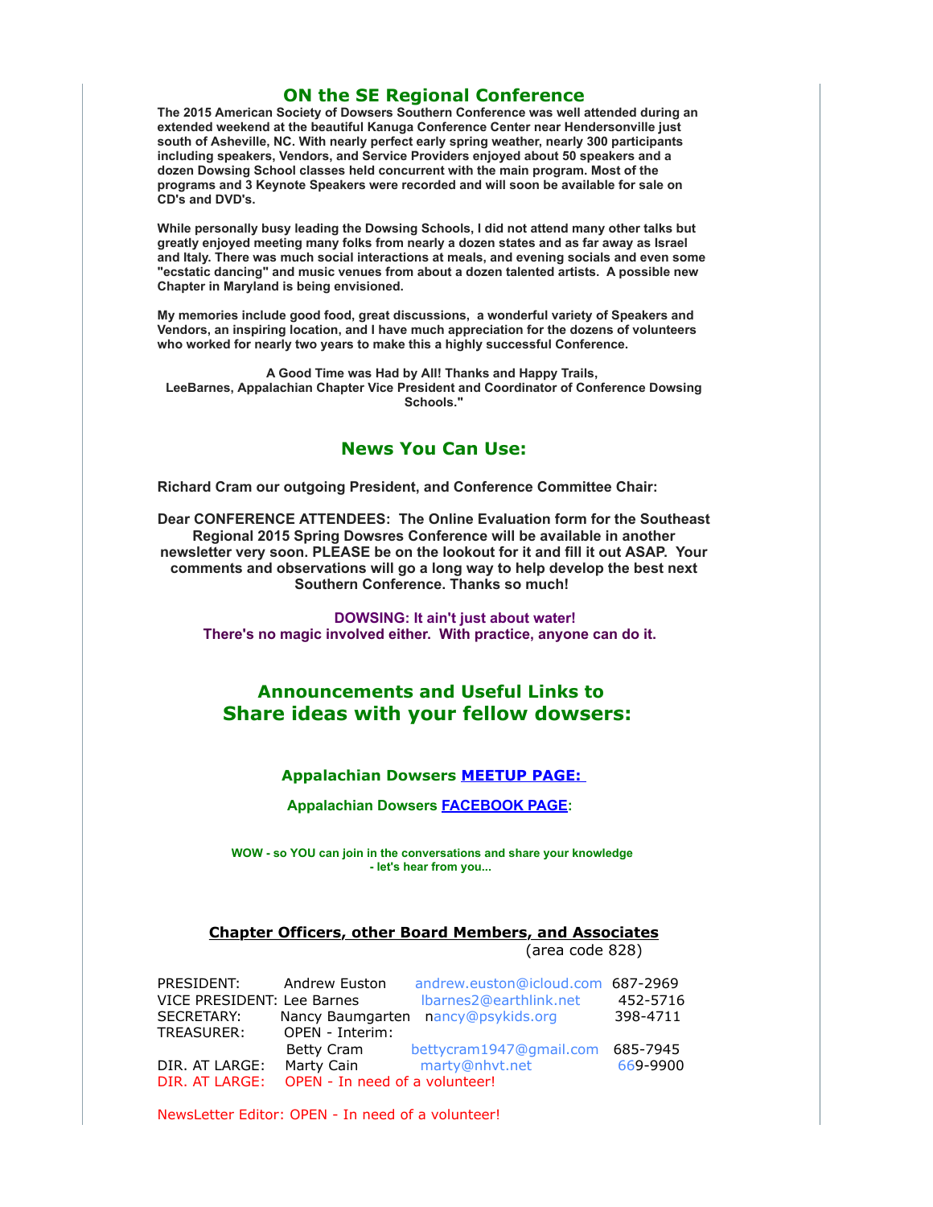## ON the SE Regional Conference

**The 2015 American Society of Dowsers Southern Conference was well attended during an extended weekend at the beautiful Kanuga Conference Center near Hendersonville just south of Asheville, NC. With nearly perfect early spring weather, nearly 300 participants including speakers, Vendors, and Service Providers enjoyed about 50 speakers and a dozen Dowsing School classes held concurrent with the main program. Most of the programs and 3 Keynote Speakers were recorded and will soon be available for sale on CD's and DVD's.**

**While personally busy leading the Dowsing Schools, I did not attend many other talks but greatly enjoyed meeting many folks from nearly a dozen states and as far away as Israel and Italy. There was much social interactions at meals, and evening socials and even some "ecstatic dancing" and music venues from about a dozen talented artists. A possible new Chapter in Maryland is being envisioned.**

**My memories include good food, great discussions, a wonderful variety of Speakers and Vendors, an inspiring location, and I have much appreciation for the dozens of volunteers who worked for nearly two years to make this a highly successful Conference.**

**A Good Time was Had by All! Thanks and Happy Trails,**
**LeeBarnes, Appalachian Chapter Vice President and Coordinator of Conference Dowsing Schools."**

## News You Can Use:

**Richard Cram our outgoing President, and Conference Committee Chair:**

**Dear CONFERENCE ATTENDEES: The Online Evaluation form for the Southeast Regional 2015 Spring Dowsres Conference will be available in another newsletter very soon. PLEASE be on the lookout for it and fill it out ASAP. Your comments and observations will go a long way to help develop the best next Southern Conference. Thanks so much!**

**DOWSING: It ain't just about water!**
**There's no magic involved either. With practice, anyone can do it.**

## Announcements and Useful Links to Share ideas with your fellow dowsers:

**Appalachian Dowsers MEETUP PAGE:**

**Appalachian Dowsers FACEBOOK PAGE:**

**WOW - so YOU can join in the conversations and share your knowledge - let's hear from you...**

### Chapter Officers, other Board Members, and Associates

(area code 828)

| | | | |
|---|---|---|---|
| PRESIDENT: | Andrew Euston | andrew.euston@icloud.com | 687-2969 |
| VICE PRESIDENT: | Lee Barnes | lbarnes2@earthlink.net | 452-5716 |
| SECRETARY: | Nancy Baumgarten | nancy@psykids.org | 398-4711 |
| TREASURER: | OPEN - Interim: Betty Cram | bettycram1947@gmail.com | 685-7945 |
| DIR. AT LARGE: | Marty Cain | marty@nhvt.net | 669-9900 |
| DIR. AT LARGE: | OPEN - In need of a volunteer! | | |

NewsLetter Editor: OPEN - In need of a volunteer!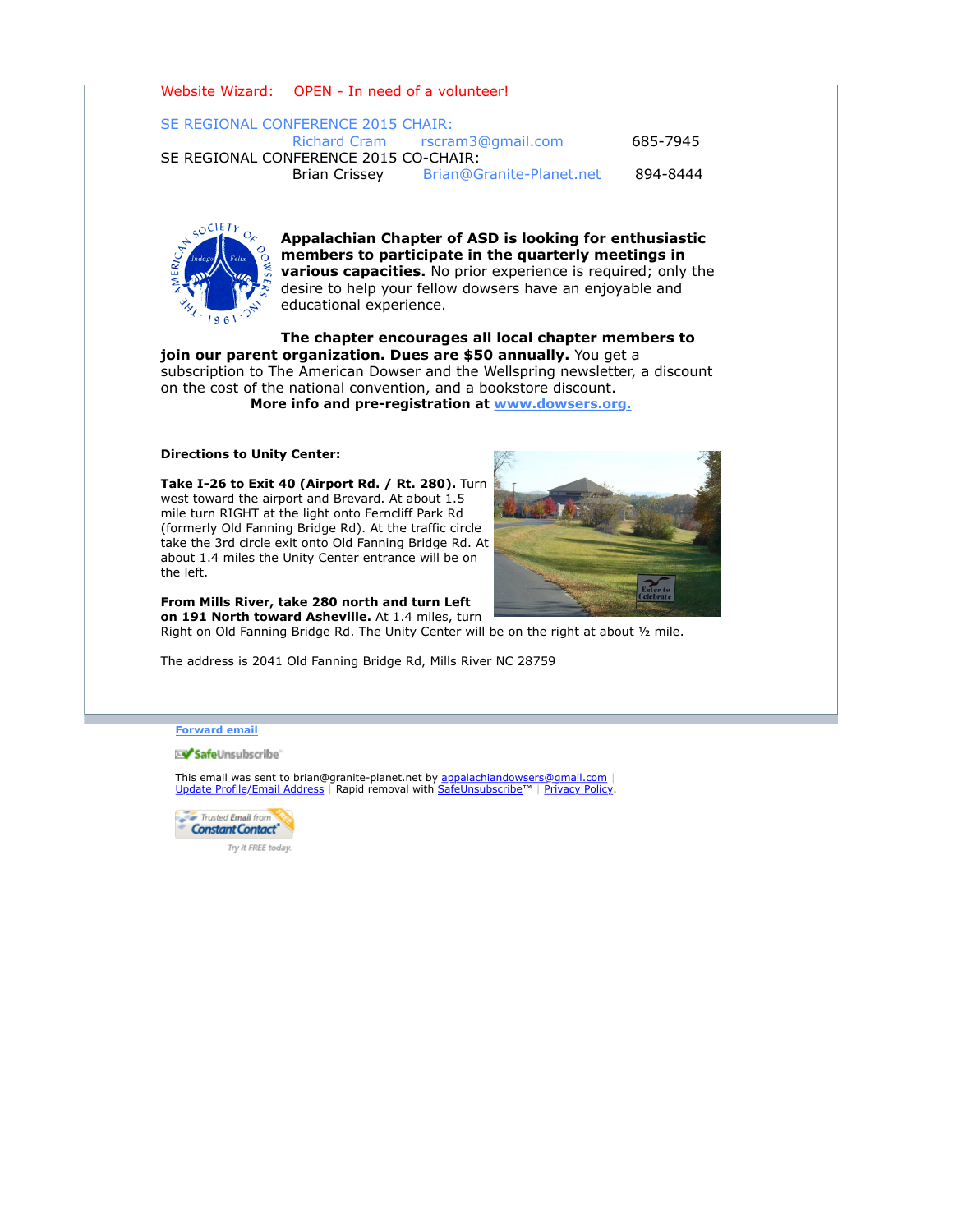Website Wizard: OPEN - In need of a volunteer!

SE REGIONAL CONFERENCE 2015 CHAIR:

Richard Cram rscram3@gmail.com 685-7945

SE REGIONAL CONFERENCE 2015 CO-CHAIR:

Brian Crissey Brian@Granite-Planet.net 894-8444

**Appalachian Chapter of ASD is looking for enthusiastic members to participate in the quarterly meetings in various capacities.** No prior experience is required; only the desire to help your fellow dowsers have an enjoyable and educational experience.

**The chapter encourages all local chapter members to join our parent organization. Dues are $50 annually.** You get a subscription to The American Dowser and the Wellspring newsletter, a discount on the cost of the national convention, and a bookstore discount.

**More info and pre-registration at [www.dowsers.org.](http://www.dowsers.org)**

**Directions to Unity Center:**

**Take I-26 to Exit 40 (Airport Rd. / Rt. 280).** Turn west toward the airport and Brevard. At about 1.5 mile turn RIGHT at the light onto Ferncliff Park Rd (formerly Old Fanning Bridge Rd). At the traffic circle take the 3rd circle exit onto Old Fanning Bridge Rd. At about 1.4 miles the Unity Center entrance will be on the left.

**From Mills River, take 280 north and turn Left on 191 North toward Asheville.** At 1.4 miles, turn Right on Old Fanning Bridge Rd. The Unity Center will be on the right at about ½ mile.

The address is 2041 Old Fanning Bridge Rd, Mills River NC 28759

Forward email

SafeUnsubscribe

This email was sent to brian@granite-planet.net by appalachiandowsers@gmail.com | Update Profile/Email Address | Rapid removal with SafeUnsubscribe™ | Privacy Policy.

Trusted Email from Constant Contact — Try it FREE today.